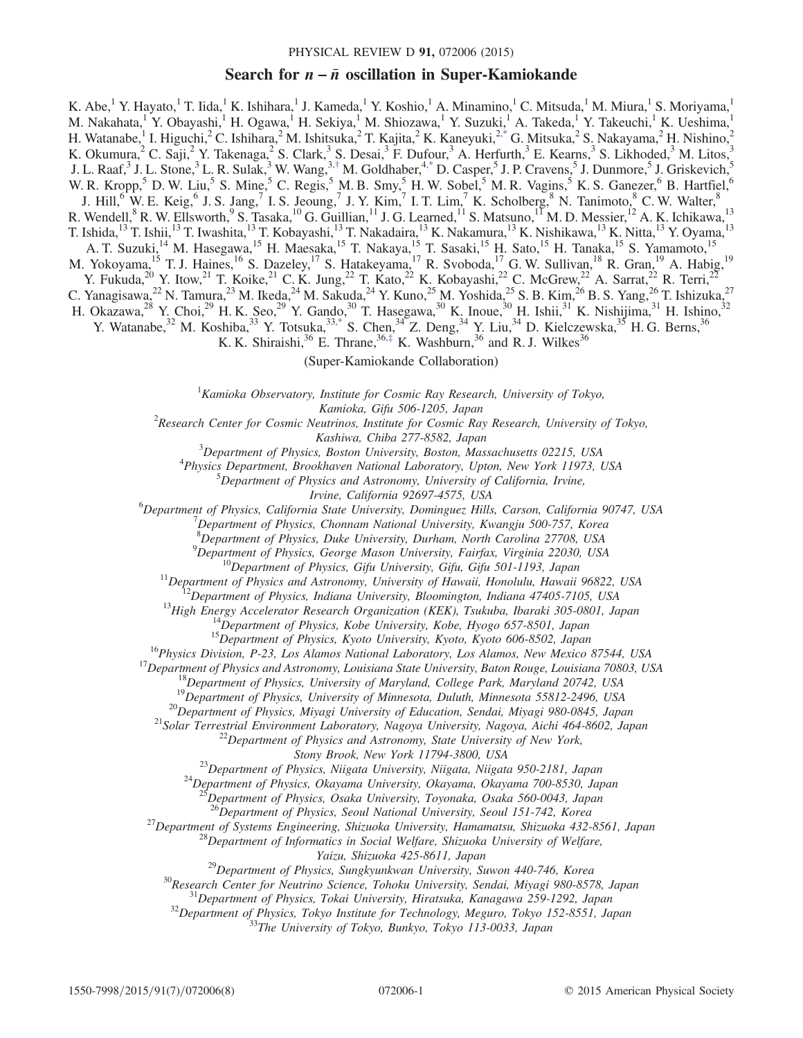# Search for $n - \bar{n}$ oscillation in Super-Kamiokande

K. Abe,[1] Y. Hayato,[1] T. Iida,[1] K. Ishihara,[1] J. Kameda,[1] Y. Koshio,[1] A. Minamino,[1] C. Mitsuda,[1] M. Miura,[1] S. Moriyama,[1] M. Nakahata,[1] Y. Obayashi,[1] H. Ogawa,[1] H. Sekiya,[1] M. Shiozawa,[1] Y. Suzuki,[1] A. Takeda,[1] Y. Takeuchi,[1] K. Ueshima,[1] H. Watanabe,[1] I. Higuchi,[2] C. Ishihara,[2] M. Ishitsuka,[2] T. Kajita,[2] K. Kaneyuki,[2,*] G. Mitsuka,[2] S. Nakayama,[2] H. Nishino,[2] K. Okumura,[2] C. Saji,[2] Y. Takenaga,[2] S. Clark,[3] S. Desai,[3] F. Dufour,[3] A. Herfurth,[3] E. Kearns,[3] S. Likhoded,[3] M. Litos,[3] J. L. Raaf,[3] J. L. Stone,[3] L. R. Sulak,[3] W. Wang,[3,†] M. Goldhaber,[4,*] D. Casper,[5] J. P. Cravens,[5] J. Dunmore,[5] J. Griskevich,[5] W. R. Kropp,[5] D. W. Liu,[5] S. Mine,[5] C. Regis,[5] M. B. Smy,[5] H. W. Sobel,[5] M. R. Vagins,[5] K. S. Ganezer,[6] B. Hartfiel,[6] J. Hill,[6] W. E. Keig,[6] J. S. Jang,[7] I. S. Jeoung,[7] J. Y. Kim,[7] I. T. Lim,[7] K. Scholberg,[8] N. Tanimoto,[8] C. W. Walter,[8] R. Wendell,[8] R. W. Ellsworth,[9] S. Tasaka,[10] G. Guillian,[11] J. G. Learned,[11] S. Matsuno,[11] M. D. Messier,[12] A. K. Ichikawa,[13] T. Ishida,[13] T. Ishii,[13] T. Iwashita,[13] T. Kobayashi,[13] T. Nakadaira,[13] K. Nakamura,[13] K. Nishikawa,[13] K. Nitta,[13] Y. Oyama,[13] A. T. Suzuki,[14] M. Hasegawa,[15] H. Maesaka,[15] T. Nakaya,[15] T. Sasaki,[15] H. Sato,[15] H. Tanaka,[15] S. Yamamoto,[15] M. Yokoyama,[15] T. J. Haines,[16] S. Dazeley,[17] S. Hatakeyama,[17] R. Svoboda,[17] G. W. Sullivan,[18] R. Gran,[19] A. Habig,[19] Y. Fukuda,[20] Y. Itow,[21] T. Koike,[21] C. K. Jung,[22] T. Kato,[22] K. Kobayashi,[22] C. McGrew,[22] A. Sarrat,[22] R. Terri,[22] C. Yanagisawa,[22] N. Tamura,[23] M. Ikeda,[24] M. Sakuda,[24] Y. Kuno,[25] M. Yoshida,[25] S. B. Kim,[26] B. S. Yang,[26] T. Ishizuka,[27] H. Okazawa,[28] Y. Choi,[29] H. K. Seo,[29] Y. Gando,[30] T. Hasegawa,[30] K. Inoue,[30] H. Ishii,[31] K. Nishijima,[31] H. Ishino,[32] Y. Watanabe,[32] M. Koshiba,[33] Y. Totsuka,[33,*] S. Chen,[34] Z. Deng,[34] Y. Liu,[34] D. Kielczewska,[35] H. G. Berns,[36] K. K. Shiraishi,[36] E. Thrane,[36,‡] K. Washburn,[36] and R. J. Wilkes[36]

(Super-Kamiokande Collaboration)

[1]*Kamioka Observatory, Institute for Cosmic Ray Research, University of Tokyo, Kamioka, Gifu 506-1205, Japan*
[2]*Research Center for Cosmic Neutrinos, Institute for Cosmic Ray Research, University of Tokyo, Kashiwa, Chiba 277-8582, Japan*
[3]*Department of Physics, Boston University, Boston, Massachusetts 02215, USA*
[4]*Physics Department, Brookhaven National Laboratory, Upton, New York 11973, USA*
[5]*Department of Physics and Astronomy, University of California, Irvine, Irvine, California 92697-4575, USA*
[6]*Department of Physics, California State University, Dominguez Hills, Carson, California 90747, USA*
[7]*Department of Physics, Chonnam National University, Kwangju 500-757, Korea*
[8]*Department of Physics, Duke University, Durham, North Carolina 27708, USA*
[9]*Department of Physics, George Mason University, Fairfax, Virginia 22030, USA*
[10]*Department of Physics, Gifu University, Gifu, Gifu 501-1193, Japan*
[11]*Department of Physics and Astronomy, University of Hawaii, Honolulu, Hawaii 96822, USA*
[12]*Department of Physics, Indiana University, Bloomington, Indiana 47405-7105, USA*
[13]*High Energy Accelerator Research Organization (KEK), Tsukuba, Ibaraki 305-0801, Japan*
[14]*Department of Physics, Kobe University, Kobe, Hyogo 657-8501, Japan*
[15]*Department of Physics, Kyoto University, Kyoto, Kyoto 606-8502, Japan*
[16]*Physics Division, P-23, Los Alamos National Laboratory, Los Alamos, New Mexico 87544, USA*
[17]*Department of Physics and Astronomy, Louisiana State University, Baton Rouge, Louisiana 70803, USA*
[18]*Department of Physics, University of Maryland, College Park, Maryland 20742, USA*
[19]*Department of Physics, University of Minnesota, Duluth, Minnesota 55812-2496, USA*
[20]*Department of Physics, Miyagi University of Education, Sendai, Miyagi 980-0845, Japan*
[21]*Solar Terrestrial Environment Laboratory, Nagoya University, Nagoya, Aichi 464-8602, Japan*
[22]*Department of Physics and Astronomy, State University of New York, Stony Brook, New York 11794-3800, USA*
[23]*Department of Physics, Niigata University, Niigata, Niigata 950-2181, Japan*
[24]*Department of Physics, Okayama University, Okayama, Okayama 700-8530, Japan*
[25]*Department of Physics, Osaka University, Toyonaka, Osaka 560-0043, Japan*
[26]*Department of Physics, Seoul National University, Seoul 151-742, Korea*
[27]*Department of Systems Engineering, Shizuoka University, Hamamatsu, Shizuoka 432-8561, Japan*
[28]*Department of Informatics in Social Welfare, Shizuoka University of Welfare, Yaizu, Shizuoka 425-8611, Japan*
[29]*Department of Physics, Sungkyunkwan University, Suwon 440-746, Korea*
[30]*Research Center for Neutrino Science, Tohoku University, Sendai, Miyagi 980-8578, Japan*
[31]*Department of Physics, Tokai University, Hiratsuka, Kanagawa 259-1292, Japan*
[32]*Department of Physics, Tokyo Institute for Technology, Meguro, Tokyo 152-8551, Japan*
[33]*The University of Tokyo, Bunkyo, Tokyo 113-0033, Japan*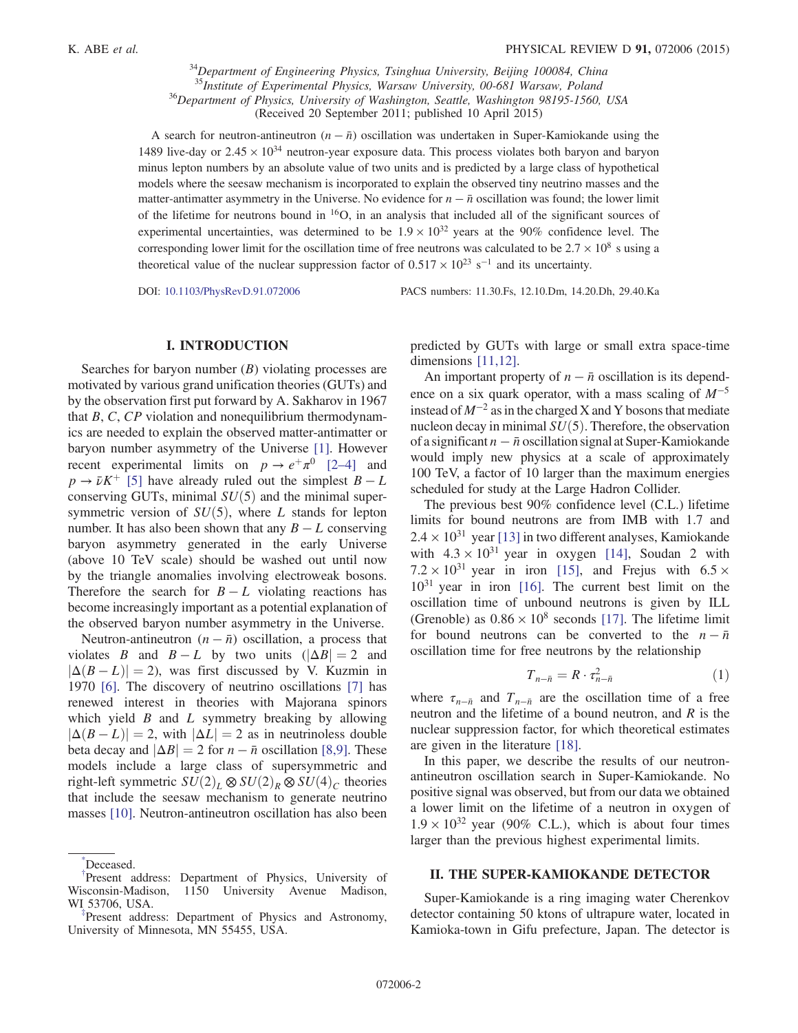[34]Department of Engineering Physics, Tsinghua University, Beijing 100084, China
[35]Institute of Experimental Physics, Warsaw University, 00-681 Warsaw, Poland
[36]Department of Physics, University of Washington, Seattle, Washington 98195-1560, USA
(Received 20 September 2011; published 10 April 2015)

A search for neutron-antineutron ($n - \bar{n}$) oscillation was undertaken in Super-Kamiokande using the 1489 live-day or $2.45 \times 10^{34}$ neutron-year exposure data. This process violates both baryon and baryon minus lepton numbers by an absolute value of two units and is predicted by a large class of hypothetical models where the seesaw mechanism is incorporated to explain the observed tiny neutrino masses and the matter-antimatter asymmetry in the Universe. No evidence for $n - \bar{n}$ oscillation was found; the lower limit of the lifetime for neutrons bound in $^{16}$O, in an analysis that included all of the significant sources of experimental uncertainties, was determined to be $1.9 \times 10^{32}$ years at the 90% confidence level. The corresponding lower limit for the oscillation time of free neutrons was calculated to be $2.7 \times 10^8$ s using a theoretical value of the nuclear suppression factor of $0.517 \times 10^{23}$ s$^{-1}$ and its uncertainty.

DOI: 10.1103/PhysRevD.91.072006 PACS numbers: 11.30.Fs, 12.10.Dm, 14.20.Dh, 29.40.Ka

## I. INTRODUCTION

Searches for baryon number ($B$) violating processes are motivated by various grand unification theories (GUTs) and by the observation first put forward by A. Sakharov in 1967 that $B$, $C$, $CP$ violation and nonequilibrium thermodynamics are needed to explain the observed matter-antimatter or baryon number asymmetry of the Universe [1]. However recent experimental limits on $p \to e^+\pi^0$ [2–4] and $p \to \bar{\nu}K^+$ [5] have already ruled out the simplest $B - L$ conserving GUTs, minimal $SU(5)$ and the minimal supersymmetric version of $SU(5)$, where $L$ stands for lepton number. It has also been shown that any $B - L$ conserving baryon asymmetry generated in the early Universe (above 10 TeV scale) should be washed out until now by the triangle anomalies involving electroweak bosons. Therefore the search for $B - L$ violating reactions has become increasingly important as a potential explanation of the observed baryon number asymmetry in the Universe.

Neutron-antineutron ($n - \bar{n}$) oscillation, a process that violates $B$ and $B - L$ by two units ($|\Delta B| = 2$ and $|\Delta(B - L)| = 2$), was first discussed by V. Kuzmin in 1970 [6]. The discovery of neutrino oscillations [7] has renewed interest in theories with Majorana spinors which yield $B$ and $L$ symmetry breaking by allowing $|\Delta(B - L)| = 2$, with $|\Delta L| = 2$ as in neutrinoless double beta decay and $|\Delta B| = 2$ for $n - \bar{n}$ oscillation [8,9]. These models include a large class of supersymmetric and right-left symmetric $SU(2)_L \otimes SU(2)_R \otimes SU(4)_C$ theories that include the seesaw mechanism to generate neutrino masses [10]. Neutron-antineutron oscillation has also been predicted by GUTs with large or small extra space-time dimensions [11,12].

An important property of $n - \bar{n}$ oscillation is its dependence on a six quark operator, with a mass scaling of $M^{-5}$ instead of $M^{-2}$ as in the charged X and Y bosons that mediate nucleon decay in minimal $SU(5)$. Therefore, the observation of a significant $n - \bar{n}$ oscillation signal at Super-Kamiokande would imply new physics at a scale of approximately 100 TeV, a factor of 10 larger than the maximum energies scheduled for study at the Large Hadron Collider.

The previous best 90% confidence level (C.L.) lifetime limits for bound neutrons are from IMB with 1.7 and $2.4 \times 10^{31}$ year [13] in two different analyses, Kamiokande with $4.3 \times 10^{31}$ year in oxygen [14], Soudan 2 with $7.2 \times 10^{31}$ year in iron [15], and Frejus with $6.5 \times 10^{31}$ year in iron [16]. The current best limit on the oscillation time of unbound neutrons is given by ILL (Grenoble) as $0.86 \times 10^8$ seconds [17]. The lifetime limit for bound neutrons can be converted to the $n - \bar{n}$ oscillation time for free neutrons by the relationship

$$T_{n-\bar{n}} = R \cdot \tau_{n-\bar{n}}^2 \tag{1}$$

where $\tau_{n-\bar{n}}$ and $T_{n-\bar{n}}$ are the oscillation time of a free neutron and the lifetime of a bound neutron, and $R$ is the nuclear suppression factor, for which theoretical estimates are given in the literature [18].

In this paper, we describe the results of our neutron-antineutron oscillation search in Super-Kamiokande. No positive signal was observed, but from our data we obtained a lower limit on the lifetime of a neutron in oxygen of $1.9 \times 10^{32}$ year (90% C.L.), which is about four times larger than the previous highest experimental limits.

## II. THE SUPER-KAMIOKANDE DETECTOR

Super-Kamiokande is a ring imaging water Cherenkov detector containing 50 ktons of ultrapure water, located in Kamioka-town in Gifu prefecture, Japan. The detector is

---

*Deceased.
†Present address: Department of Physics, University of Wisconsin-Madison, 1150 University Avenue Madison, WI 53706, USA.
‡Present address: Department of Physics and Astronomy, University of Minnesota, MN 55455, USA.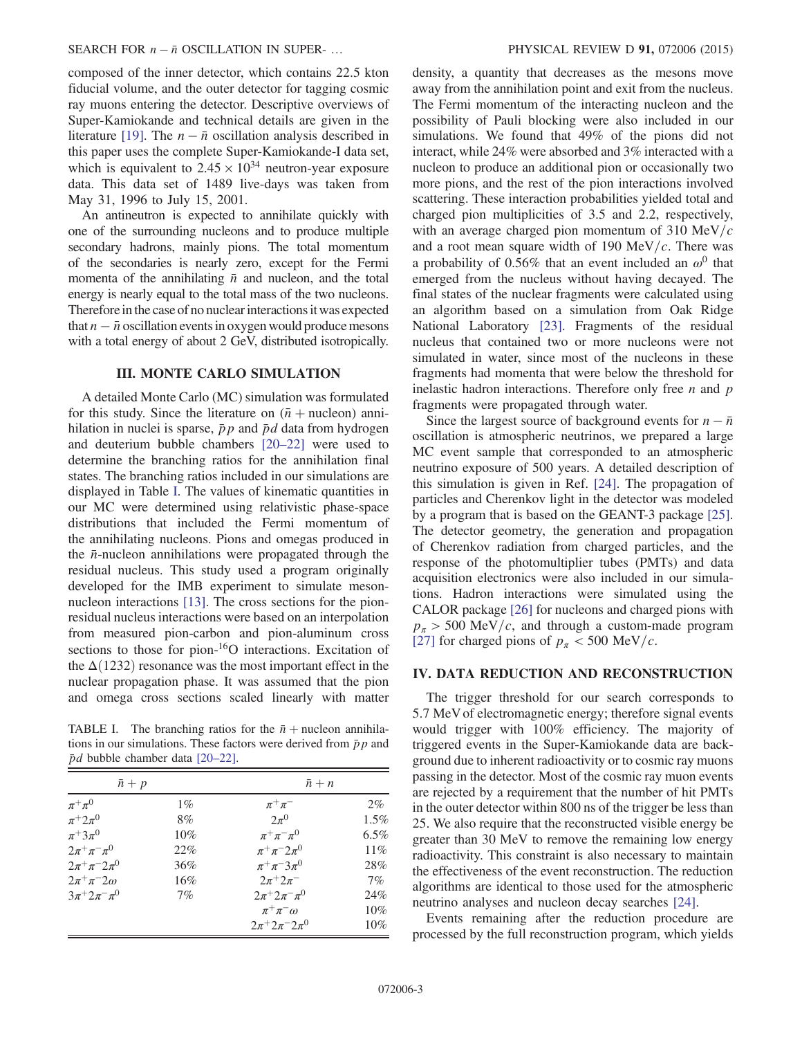composed of the inner detector, which contains 22.5 kton fiducial volume, and the outer detector for tagging cosmic ray muons entering the detector. Descriptive overviews of Super-Kamiokande and technical details are given in the literature [19]. The $n - \bar{n}$ oscillation analysis described in this paper uses the complete Super-Kamiokande-I data set, which is equivalent to $2.45 \times 10^{34}$ neutron-year exposure data. This data set of 1489 live-days was taken from May 31, 1996 to July 15, 2001.

An antineutron is expected to annihilate quickly with one of the surrounding nucleons and to produce multiple secondary hadrons, mainly pions. The total momentum of the secondaries is nearly zero, except for the Fermi momenta of the annihilating $\bar{n}$ and nucleon, and the total energy is nearly equal to the total mass of the two nucleons. Therefore in the case of no nuclear interactions it was expected that $n - \bar{n}$ oscillation events in oxygen would produce mesons with a total energy of about 2 GeV, distributed isotropically.

## III. MONTE CARLO SIMULATION

A detailed Monte Carlo (MC) simulation was formulated for this study. Since the literature on ($\bar{n}$ + nucleon) annihilation in nuclei is sparse, $\bar{p}p$ and $\bar{p}d$ data from hydrogen and deuterium bubble chambers [20–22] were used to determine the branching ratios for the annihilation final states. The branching ratios included in our simulations are displayed in Table I. The values of kinematic quantities in our MC were determined using relativistic phase-space distributions that included the Fermi momentum of the annihilating nucleons. Pions and omegas produced in the $\bar{n}$-nucleon annihilations were propagated through the residual nucleus. This study used a program originally developed for the IMB experiment to simulate meson-nucleon interactions [13]. The cross sections for the pion-residual nucleus interactions were based on an interpolation from measured pion-carbon and pion-aluminum cross sections to those for pion-$^{16}$O interactions. Excitation of the $\Delta(1232)$ resonance was the most important effect in the nuclear propagation phase. It was assumed that the pion and omega cross sections scaled linearly with matter density, a quantity that decreases as the mesons move away from the annihilation point and exit from the nucleus. The Fermi momentum of the interacting nucleon and the possibility of Pauli blocking were also included in our simulations. We found that 49% of the pions did not interact, while 24% were absorbed and 3% interacted with a nucleon to produce an additional pion or occasionally two more pions, and the rest of the pion interactions involved scattering. These interaction probabilities yielded total and charged pion multiplicities of 3.5 and 2.2, respectively, with an average charged pion momentum of 310 MeV$/c$ and a root mean square width of 190 MeV$/c$. There was a probability of 0.56% that an event included an $\omega^0$ that emerged from the nucleus without having decayed. The final states of the nuclear fragments were calculated using an algorithm based on a simulation from Oak Ridge National Laboratory [23]. Fragments of the residual nucleus that contained two or more nucleons were not simulated in water, since most of the nucleons in these fragments had momenta that were below the threshold for inelastic hadron interactions. Therefore only free $n$ and $p$ fragments were propagated through water.

TABLE I. The branching ratios for the $\bar{n}$ + nucleon annihilations in our simulations. These factors were derived from $\bar{p}p$ and $\bar{p}d$ bubble chamber data [20–22].

| $\bar{n}+p$ | | $\bar{n}+n$ | |
|---|---|---|---|
| $\pi^+\pi^0$ | 1% | $\pi^+\pi^-$ | 2% |
| $\pi^+2\pi^0$ | 8% | $2\pi^0$ | 1.5% |
| $\pi^+3\pi^0$ | 10% | $\pi^+\pi^-\pi^0$ | 6.5% |
| $2\pi^+\pi^-\pi^0$ | 22% | $\pi^+\pi^-2\pi^0$ | 11% |
| $2\pi^+\pi^-2\pi^0$ | 36% | $\pi^+\pi^-3\pi^0$ | 28% |
| $2\pi^+\pi^-2\omega$ | 16% | $2\pi^+2\pi^-$ | 7% |
| $3\pi^+2\pi^-\pi^0$ | 7% | $2\pi^+2\pi^-\pi^0$ | 24% |
| | | $\pi^+\pi^-\omega$ | 10% |
| | | $2\pi^+2\pi^-2\pi^0$ | 10% |

Since the largest source of background events for $n - \bar{n}$ oscillation is atmospheric neutrinos, we prepared a large MC event sample that corresponded to an atmospheric neutrino exposure of 500 years. A detailed description of this simulation is given in Ref. [24]. The propagation of particles and Cherenkov light in the detector was modeled by a program that is based on the GEANT-3 package [25]. The detector geometry, the generation and propagation of Cherenkov radiation from charged particles, and the response of the photomultiplier tubes (PMTs) and data acquisition electronics were also included in our simulations. Hadron interactions were simulated using the CALOR package [26] for nucleons and charged pions with $p_\pi > 500$ MeV$/c$, and through a custom-made program [27] for charged pions of $p_\pi < 500$ MeV$/c$.

## IV. DATA REDUCTION AND RECONSTRUCTION

The trigger threshold for our search corresponds to 5.7 MeV of electromagnetic energy; therefore signal events would trigger with 100% efficiency. The majority of triggered events in the Super-Kamiokande data are background due to inherent radioactivity or to cosmic ray muons passing in the detector. Most of the cosmic ray muon events are rejected by a requirement that the number of hit PMTs in the outer detector within 800 ns of the trigger be less than 25. We also require that the reconstructed visible energy be greater than 30 MeV to remove the remaining low energy radioactivity. This constraint is also necessary to maintain the effectiveness of the event reconstruction. The reduction algorithms are identical to those used for the atmospheric neutrino analyses and nucleon decay searches [24].

Events remaining after the reduction procedure are processed by the full reconstruction program, which yields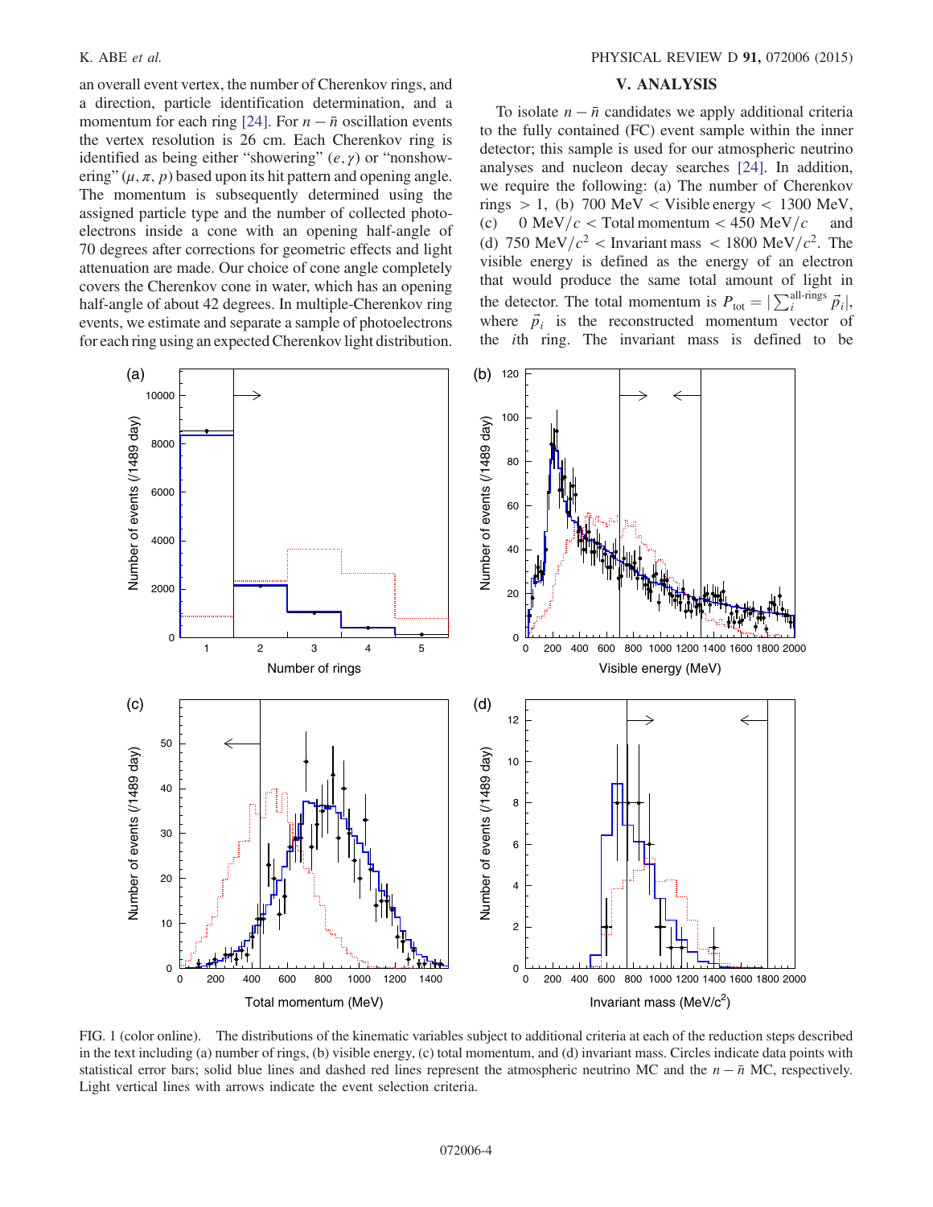an overall event vertex, the number of Cherenkov rings, and a direction, particle identification determination, and a momentum for each ring [24]. For $n-\bar{n}$ oscillation events the vertex resolution is 26 cm. Each Cherenkov ring is identified as being either "showering" $(e,\gamma)$ or "nonshowering" $(\mu,\pi,p)$ based upon its hit pattern and opening angle. The momentum is subsequently determined using the assigned particle type and the number of collected photoelectrons inside a cone with an opening half-angle of 70 degrees after corrections for geometric effects and light attenuation are made. Our choice of cone angle completely covers the Cherenkov cone in water, which has an opening half-angle of about 42 degrees. In multiple-Cherenkov ring events, we estimate and separate a sample of photoelectrons for each ring using an expected Cherenkov light distribution.

## V. ANALYSIS

To isolate $n-\bar{n}$ candidates we apply additional criteria to the fully contained (FC) event sample within the inner detector; this sample is used for our atmospheric neutrino analyses and nucleon decay searches [24]. In addition, we require the following: (a) The number of Cherenkov rings $> 1$, (b) 700 MeV $<$ Visible energy $<$ 1300 MeV, (c) $0\ \mathrm{MeV}/c <$ Total momentum $< 450\ \mathrm{MeV}/c$ and (d) $750\ \mathrm{MeV}/c^2 <$ Invariant mass $< 1800\ \mathrm{MeV}/c^2$. The visible energy is defined as the energy of an electron that would produce the same total amount of light in the detector. The total momentum is $P_{\mathrm{tot}} = |\sum_i^{\text{all-rings}} \vec{p}_i|$, where $\vec{p}_i$ is the reconstructed momentum vector of the $i$th ring. The invariant mass is defined to be

FIG. 1 (color online). The distributions of the kinematic variables subject to additional criteria at each of the reduction steps described in the text including (a) number of rings, (b) visible energy, (c) total momentum, and (d) invariant mass. Circles indicate data points with statistical error bars; solid blue lines and dashed red lines represent the atmospheric neutrino MC and the $n-\bar{n}$ MC, respectively. Light vertical lines with arrows indicate the event selection criteria.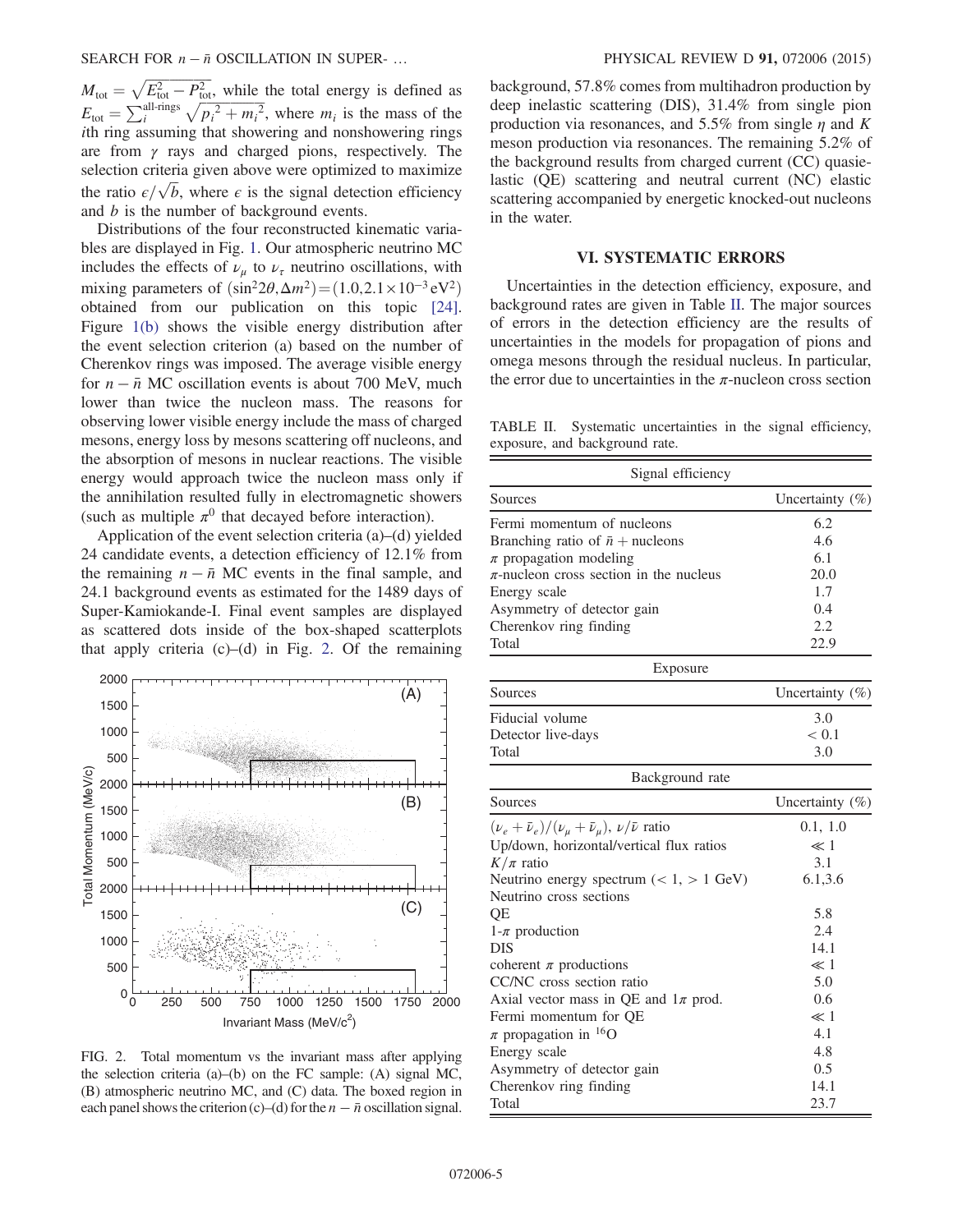$M_{\rm tot} = \sqrt{E_{\rm tot}^2 - P_{\rm tot}^2}$, while the total energy is defined as $E_{\rm tot} = \sum_i^{\text{all-rings}} \sqrt{p_i^2 + m_i^2}$, where $m_i$ is the mass of the $i$th ring assuming that showering and nonshowering rings are from $\gamma$ rays and charged pions, respectively. The selection criteria given above were optimized to maximize the ratio $\epsilon/\sqrt{b}$, where $\epsilon$ is the signal detection efficiency and $b$ is the number of background events.

Distributions of the four reconstructed kinematic variables are displayed in Fig. 1. Our atmospheric neutrino MC includes the effects of $\nu_\mu$ to $\nu_\tau$ neutrino oscillations, with mixing parameters of $(\sin^2 2\theta, \Delta m^2) = (1.0, 2.1 \times 10^{-3}\,\mathrm{eV}^2)$ obtained from our publication on this topic [24]. Figure 1(b) shows the visible energy distribution after the event selection criterion (a) based on the number of Cherenkov rings was imposed. The average visible energy for $n - \bar{n}$ MC oscillation events is about 700 MeV, much lower than twice the nucleon mass. The reasons for observing lower visible energy include the mass of charged mesons, energy loss by mesons scattering off nucleons, and the absorption of mesons in nuclear reactions. The visible energy would approach twice the nucleon mass only if the annihilation resulted fully in electromagnetic showers (such as multiple $\pi^0$ that decayed before interaction).

Application of the event selection criteria (a)–(d) yielded 24 candidate events, a detection efficiency of 12.1% from the remaining $n - \bar{n}$ MC events in the final sample, and 24.1 background events as estimated for the 1489 days of Super-Kamiokande-I. Final event samples are displayed as scattered dots inside of the box-shaped scatterplots that apply criteria (c)–(d) in Fig. 2. Of the remaining background, 57.8% comes from multihadron production by deep inelastic scattering (DIS), 31.4% from single pion production via resonances, and 5.5% from single $\eta$ and $K$ meson production via resonances. The remaining 5.2% of the background results from charged current (CC) quasielastic (QE) scattering and neutral current (NC) elastic scattering accompanied by energetic knocked-out nucleons in the water.

FIG. 2. Total momentum vs the invariant mass after applying the selection criteria (a)–(b) on the FC sample: (A) signal MC, (B) atmospheric neutrino MC, and (C) data. The boxed region in each panel shows the criterion (c)–(d) for the $n - \bar{n}$ oscillation signal.

## VI. SYSTEMATIC ERRORS

Uncertainties in the detection efficiency, exposure, and background rates are given in Table II. The major sources of errors in the detection efficiency are the results of uncertainties in the models for propagation of pions and omega mesons through the residual nucleus. In particular, the error due to uncertainties in the $\pi$-nucleon cross section

TABLE II. Systematic uncertainties in the signal efficiency, exposure, and background rate.

| Signal efficiency | |
|---|---|
| Sources | Uncertainty (%) |
| Fermi momentum of nucleons | 6.2 |
| Branching ratio of $\bar{n}$ + nucleons | 4.6 |
| $\pi$ propagation modeling | 6.1 |
| $\pi$-nucleon cross section in the nucleus | 20.0 |
| Energy scale | 1.7 |
| Asymmetry of detector gain | 0.4 |
| Cherenkov ring finding | 2.2 |
| Total | 22.9 |
| **Exposure** | |
| Sources | Uncertainty (%) |
| Fiducial volume | 3.0 |
| Detector live-days | < 0.1 |
| Total | 3.0 |
| **Background rate** | |
| Sources | Uncertainty (%) |
| $(\nu_e + \bar{\nu}_e)/(\nu_\mu + \bar{\nu}_\mu)$, $\nu/\bar{\nu}$ ratio | 0.1, 1.0 |
| Up/down, horizontal/vertical flux ratios | $\ll 1$ |
| $K/\pi$ ratio | 3.1 |
| Neutrino energy spectrum (< 1, > 1 GeV) | 6.1,3.6 |
| Neutrino cross sections | |
| QE | 5.8 |
| 1-$\pi$ production | 2.4 |
| DIS | 14.1 |
| coherent $\pi$ productions | $\ll 1$ |
| CC/NC cross section ratio | 5.0 |
| Axial vector mass in QE and $1\pi$ prod. | 0.6 |
| Fermi momentum for QE | $\ll 1$ |
| $\pi$ propagation in $^{16}$O | 4.1 |
| Energy scale | 4.8 |
| Asymmetry of detector gain | 0.5 |
| Cherenkov ring finding | 14.1 |
| Total | 23.7 |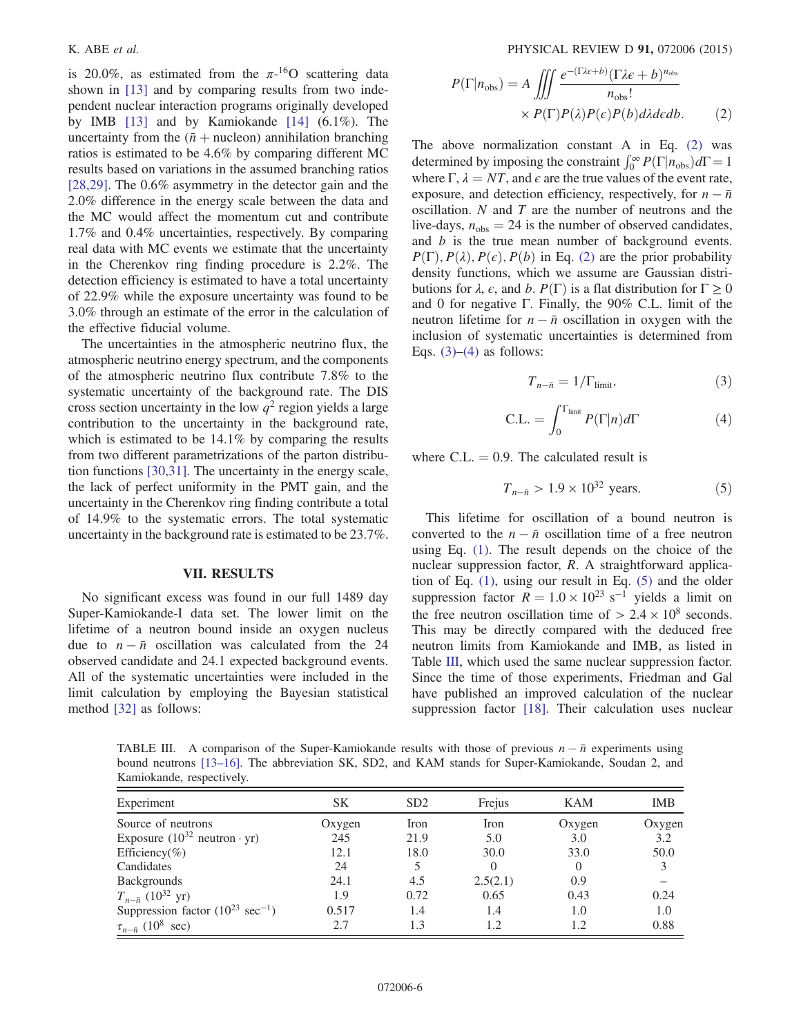is 20.0%, as estimated from the $\pi$-$^{16}$O scattering data shown in [13] and by comparing results from two independent nuclear interaction programs originally developed by IMB [13] and by Kamiokande [14] (6.1%). The uncertainty from the ($\bar{n}$ + nucleon) annihilation branching ratios is estimated to be 4.6% by comparing different MC results based on variations in the assumed branching ratios [28,29]. The 0.6% asymmetry in the detector gain and the 2.0% difference in the energy scale between the data and the MC would affect the momentum cut and contribute 1.7% and 0.4% uncertainties, respectively. By comparing real data with MC events we estimate that the uncertainty in the Cherenkov ring finding procedure is 2.2%. The detection efficiency is estimated to have a total uncertainty of 22.9% while the exposure uncertainty was found to be 3.0% through an estimate of the error in the calculation of the effective fiducial volume.

The uncertainties in the atmospheric neutrino flux, the atmospheric neutrino energy spectrum, and the components of the atmospheric neutrino flux contribute 7.8% to the systematic uncertainty of the background rate. The DIS cross section uncertainty in the low $q^2$ region yields a large contribution to the uncertainty in the background rate, which is estimated to be 14.1% by comparing the results from two different parametrizations of the parton distribution functions [30,31]. The uncertainty in the energy scale, the lack of perfect uniformity in the PMT gain, and the uncertainty in the Cherenkov ring finding contribute a total of 14.9% to the systematic errors. The total systematic uncertainty in the background rate is estimated to be 23.7%.

## VII. RESULTS

No significant excess was found in our full 1489 day Super-Kamiokande-I data set. The lower limit on the lifetime of a neutron bound inside an oxygen nucleus due to $n-\bar{n}$ oscillation was calculated from the 24 observed candidate and 24.1 expected background events. All of the systematic uncertainties were included in the limit calculation by employing the Bayesian statistical method [32] as follows:

$$P(\Gamma|n_{\rm obs}) = A \iiint \frac{e^{-(\Gamma\lambda\epsilon+b)}(\Gamma\lambda\epsilon+b)^{n_{\rm obs}}}{n_{\rm obs}!} \times P(\Gamma)P(\lambda)P(\epsilon)P(b)d\lambda d\epsilon db. \tag{2}$$

The above normalization constant A in Eq. (2) was determined by imposing the constraint $\int_0^\infty P(\Gamma|n_{\rm obs})d\Gamma = 1$ where $\Gamma$, $\lambda = NT$, and $\epsilon$ are the true values of the event rate, exposure, and detection efficiency, respectively, for $n-\bar{n}$ oscillation. $N$ and $T$ are the number of neutrons and the live-days, $n_{\rm obs} = 24$ is the number of observed candidates, and $b$ is the true mean number of background events. $P(\Gamma), P(\lambda), P(\epsilon), P(b)$ in Eq. (2) are the prior probability density functions, which we assume are Gaussian distributions for $\lambda$, $\epsilon$, and $b$. $P(\Gamma)$ is a flat distribution for $\Gamma \geq 0$ and 0 for negative $\Gamma$. Finally, the 90% C.L. limit of the neutron lifetime for $n-\bar{n}$ oscillation in oxygen with the inclusion of systematic uncertainties is determined from Eqs. (3)–(4) as follows:

$$T_{n-\bar{n}} = 1/\Gamma_{\rm limit}, \tag{3}$$

$$\text{C.L.} = \int_0^{\Gamma_{\rm limit}} P(\Gamma|n)d\Gamma \tag{4}$$

where C.L. = 0.9. The calculated result is

$$T_{n-\bar{n}} > 1.9 \times 10^{32} \text{ years}. \tag{5}$$

This lifetime for oscillation of a bound neutron is converted to the $n-\bar{n}$ oscillation time of a free neutron using Eq. (1). The result depends on the choice of the nuclear suppression factor, $R$. A straightforward application of Eq. (1), using our result in Eq. (5) and the older suppression factor $R = 1.0 \times 10^{23}$ s$^{-1}$ yields a limit on the free neutron oscillation time of $> 2.4 \times 10^8$ seconds. This may be directly compared with the deduced free neutron limits from Kamiokande and IMB, as listed in Table III, which used the same nuclear suppression factor. Since the time of those experiments, Friedman and Gal have published an improved calculation of the nuclear suppression factor [18]. Their calculation uses nuclear

TABLE III. A comparison of the Super-Kamiokande results with those of previous $n-\bar{n}$ experiments using bound neutrons [13–16]. The abbreviation SK, SD2, and KAM stands for Super-Kamiokande, Soudan 2, and Kamiokande, respectively.

| Experiment | SK | SD2 | Frejus | KAM | IMB |
|---|---|---|---|---|---|
| Source of neutrons | Oxygen | Iron | Iron | Oxygen | Oxygen |
| Exposure ($10^{32}$ neutron · yr) | 245 | 21.9 | 5.0 | 3.0 | 3.2 |
| Efficiency(%) | 12.1 | 18.0 | 30.0 | 33.0 | 50.0 |
| Candidates | 24 | 5 | 0 | 0 | 3 |
| Backgrounds | 24.1 | 4.5 | 2.5(2.1) | 0.9 | – |
| $T_{n-\bar{n}}$ ($10^{32}$ yr) | 1.9 | 0.72 | 0.65 | 0.43 | 0.24 |
| Suppression factor ($10^{23}$ sec$^{-1}$) | 0.517 | 1.4 | 1.4 | 1.0 | 1.0 |
| $\tau_{n-\bar{n}}$ ($10^8$ sec) | 2.7 | 1.3 | 1.2 | 1.2 | 0.88 |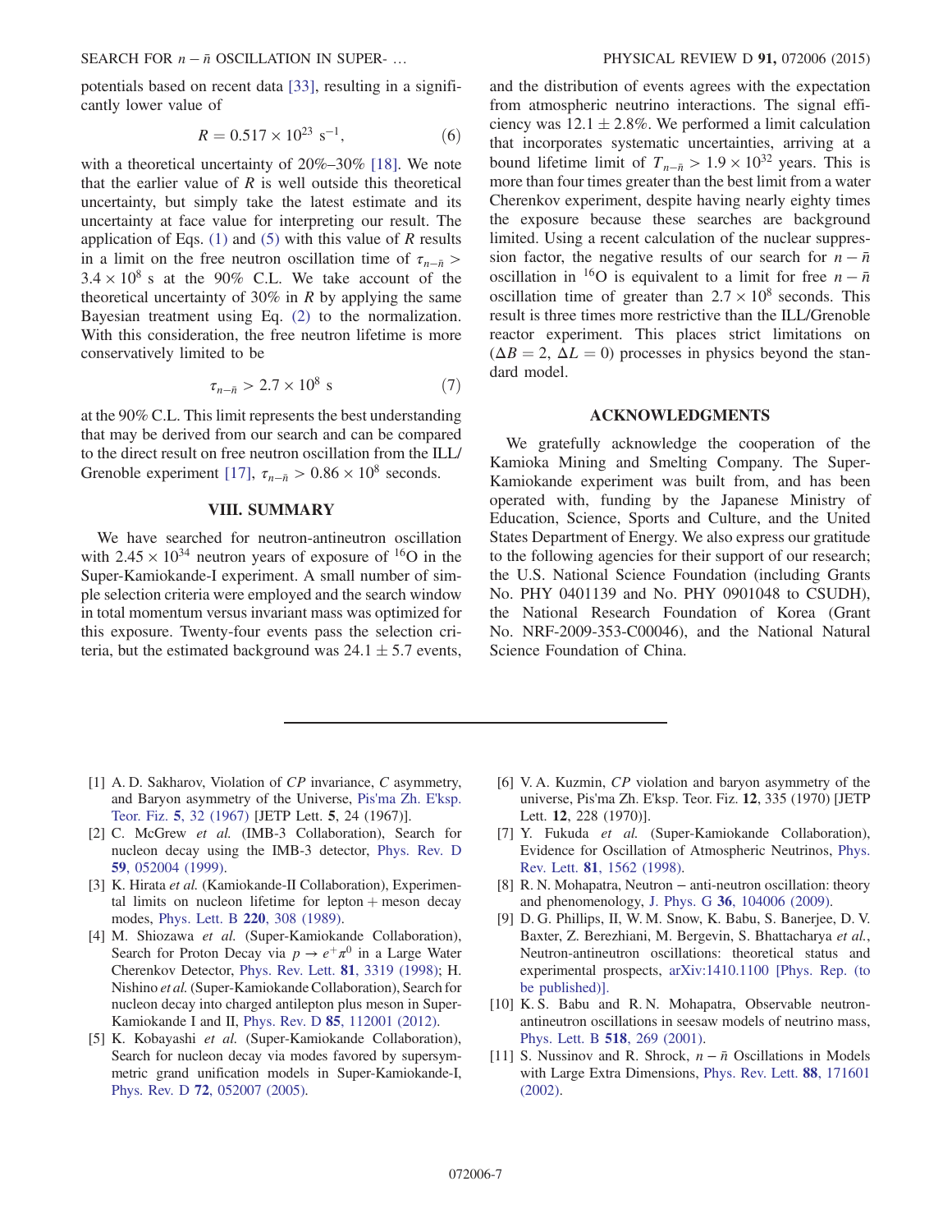potentials based on recent data [33], resulting in a significantly lower value of

$$R = 0.517 \times 10^{23}\ \mathrm{s}^{-1}, \tag{6}$$

with a theoretical uncertainty of 20%–30% [18]. We note that the earlier value of $R$ is well outside this theoretical uncertainty, but simply take the latest estimate and its uncertainty at face value for interpreting our result. The application of Eqs. (1) and (5) with this value of $R$ results in a limit on the free neutron oscillation time of $\tau_{n-\bar{n}} > 3.4 \times 10^{8}$ s at the 90% C.L. We take account of the theoretical uncertainty of 30% in $R$ by applying the same Bayesian treatment using Eq. (2) to the normalization. With this consideration, the free neutron lifetime is more conservatively limited to be

$$\tau_{n-\bar{n}} > 2.7 \times 10^{8}\ \mathrm{s} \tag{7}$$

at the 90% C.L. This limit represents the best understanding that may be derived from our search and can be compared to the direct result on free neutron oscillation from the ILL/Grenoble experiment [17], $\tau_{n-\bar{n}} > 0.86 \times 10^{8}$ seconds.

## VIII. SUMMARY

We have searched for neutron-antineutron oscillation with $2.45 \times 10^{34}$ neutron years of exposure of $^{16}$O in the Super-Kamiokande-I experiment. A small number of simple selection criteria were employed and the search window in total momentum versus invariant mass was optimized for this exposure. Twenty-four events pass the selection criteria, but the estimated background was $24.1 \pm 5.7$ events, and the distribution of events agrees with the expectation from atmospheric neutrino interactions. The signal efficiency was $12.1 \pm 2.8\%$. We performed a limit calculation that incorporates systematic uncertainties, arriving at a bound lifetime limit of $T_{n-\bar{n}} > 1.9 \times 10^{32}$ years. This is more than four times greater than the best limit from a water Cherenkov experiment, despite having nearly eighty times the exposure because these searches are background limited. Using a recent calculation of the nuclear suppression factor, the negative results of our search for $n-\bar{n}$ oscillation in $^{16}$O is equivalent to a limit for free $n-\bar{n}$ oscillation time of greater than $2.7 \times 10^{8}$ seconds. This result is three times more restrictive than the ILL/Grenoble reactor experiment. This places strict limitations on ($\Delta B = 2$, $\Delta L = 0$) processes in physics beyond the standard model.

## ACKNOWLEDGMENTS

We gratefully acknowledge the cooperation of the Kamioka Mining and Smelting Company. The Super-Kamiokande experiment was built from, and has been operated with, funding by the Japanese Ministry of Education, Science, Sports and Culture, and the United States Department of Energy. We also express our gratitude to the following agencies for their support of our research; the U.S. National Science Foundation (including Grants No. PHY 0401139 and No. PHY 0901048 to CSUDH), the National Research Foundation of Korea (Grant No. NRF-2009-353-C00046), and the National Natural Science Foundation of China.

---

[1] A. D. Sakharov, Violation of *CP* invariance, *C* asymmetry, and Baryon asymmetry of the Universe, Pis'ma Zh. E'ksp. Teor. Fiz. **5**, 32 (1967) [JETP Lett. **5**, 24 (1967)].

[2] C. McGrew *et al.* (IMB-3 Collaboration), Search for nucleon decay using the IMB-3 detector, Phys. Rev. D **59**, 052004 (1999).

[3] K. Hirata *et al.* (Kamiokande-II Collaboration), Experimental limits on nucleon lifetime for lepton + meson decay modes, Phys. Lett. B **220**, 308 (1989).

[4] M. Shiozawa *et al.* (Super-Kamiokande Collaboration), Search for Proton Decay via $p \to e^{+}\pi^{0}$ in a Large Water Cherenkov Detector, Phys. Rev. Lett. **81**, 3319 (1998); H. Nishino *et al.* (Super-Kamiokande Collaboration), Search for nucleon decay into charged antilepton plus meson in Super-Kamiokande I and II, Phys. Rev. D **85**, 112001 (2012).

[5] K. Kobayashi *et al.* (Super-Kamiokande Collaboration), Search for nucleon decay via modes favored by supersymmetric grand unification models in Super-Kamiokande-I, Phys. Rev. D **72**, 052007 (2005).

[6] V. A. Kuzmin, *CP* violation and baryon asymmetry of the universe, Pis'ma Zh. E'ksp. Teor. Fiz. **12**, 335 (1970) [JETP Lett. **12**, 228 (1970)].

[7] Y. Fukuda *et al.* (Super-Kamiokande Collaboration), Evidence for Oscillation of Atmospheric Neutrinos, Phys. Rev. Lett. **81**, 1562 (1998).

[8] R. N. Mohapatra, Neutron − anti-neutron oscillation: theory and phenomenology, J. Phys. G **36**, 104006 (2009).

[9] D. G. Phillips, II, W. M. Snow, K. Babu, S. Banerjee, D. V. Baxter, Z. Berezhiani, M. Bergevin, S. Bhattacharya *et al.*, Neutron-antineutron oscillations: theoretical status and experimental prospects, arXiv:1410.1100 [Phys. Rep. (to be published)].

[10] K. S. Babu and R. N. Mohapatra, Observable neutron-antineutron oscillations in seesaw models of neutrino mass, Phys. Lett. B **518**, 269 (2001).

[11] S. Nussinov and R. Shrock, $n-\bar{n}$ Oscillations in Models with Large Extra Dimensions, Phys. Rev. Lett. **88**, 171601 (2002).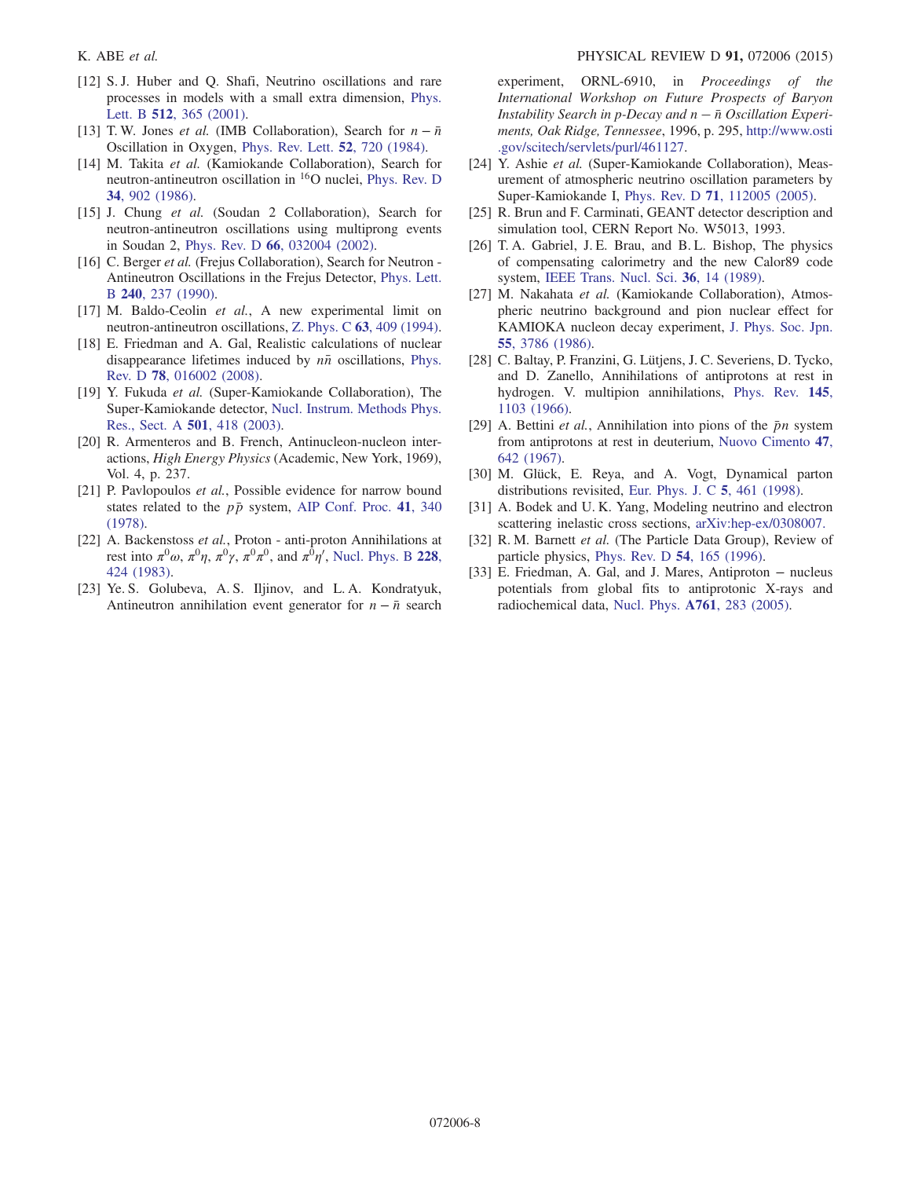[12] S. J. Huber and Q. Shafi, Neutrino oscillations and rare processes in models with a small extra dimension, Phys. Lett. B **512**, 365 (2001).

[13] T. W. Jones *et al.* (IMB Collaboration), Search for $n-\bar{n}$ Oscillation in Oxygen, Phys. Rev. Lett. **52**, 720 (1984).

[14] M. Takita *et al.* (Kamiokande Collaboration), Search for neutron-antineutron oscillation in $^{16}O$ nuclei, Phys. Rev. D **34**, 902 (1986).

[15] J. Chung *et al.* (Soudan 2 Collaboration), Search for neutron-antineutron oscillations using multiprong events in Soudan 2, Phys. Rev. D **66**, 032004 (2002).

[16] C. Berger *et al.* (Frejus Collaboration), Search for Neutron - Antineutron Oscillations in the Frejus Detector, Phys. Lett. B **240**, 237 (1990).

[17] M. Baldo-Ceolin *et al.*, A new experimental limit on neutron-antineutron oscillations, Z. Phys. C **63**, 409 (1994).

[18] E. Friedman and A. Gal, Realistic calculations of nuclear disappearance lifetimes induced by $n\bar{n}$ oscillations, Phys. Rev. D **78**, 016002 (2008).

[19] Y. Fukuda *et al.* (Super-Kamiokande Collaboration), The Super-Kamiokande detector, Nucl. Instrum. Methods Phys. Res., Sect. A **501**, 418 (2003).

[20] R. Armenteros and B. French, Antinucleon-nucleon interactions, *High Energy Physics* (Academic, New York, 1969), Vol. 4, p. 237.

[21] P. Pavlopoulos *et al.*, Possible evidence for narrow bound states related to the $p\bar{p}$ system, AIP Conf. Proc. **41**, 340 (1978).

[22] A. Backenstoss *et al.*, Proton - anti-proton Annihilations at rest into $\pi^0\omega$, $\pi^0\eta$, $\pi^0\gamma$, $\pi^0\pi^0$, and $\pi^0\eta'$, Nucl. Phys. B **228**, 424 (1983).

[23] Ye. S. Golubeva, A. S. Iljinov, and L. A. Kondratyuk, Antineutron annihilation event generator for $n-\bar{n}$ search experiment, ORNL-6910, in *Proceedings of the International Workshop on Future Prospects of Baryon Instability Search in p-Decay and $n-\bar{n}$ Oscillation Experiments, Oak Ridge, Tennessee*, 1996, p. 295, http://www.osti.gov/scitech/servlets/purl/461127.

[24] Y. Ashie *et al.* (Super-Kamiokande Collaboration), Measurement of atmospheric neutrino oscillation parameters by Super-Kamiokande I, Phys. Rev. D **71**, 112005 (2005).

[25] R. Brun and F. Carminati, GEANT detector description and simulation tool, CERN Report No. W5013, 1993.

[26] T. A. Gabriel, J. E. Brau, and B. L. Bishop, The physics of compensating calorimetry and the new Calor89 code system, IEEE Trans. Nucl. Sci. **36**, 14 (1989).

[27] M. Nakahata *et al.* (Kamiokande Collaboration), Atmospheric neutrino background and pion nuclear effect for KAMIOKA nucleon decay experiment, J. Phys. Soc. Jpn. **55**, 3786 (1986).

[28] C. Baltay, P. Franzini, G. Lütjens, J. C. Severiens, D. Tycko, and D. Zanello, Annihilations of antiprotons at rest in hydrogen. V. multipion annihilations, Phys. Rev. **145**, 1103 (1966).

[29] A. Bettini *et al.*, Annihilation into pions of the $\bar{p}n$ system from antiprotons at rest in deuterium, Nuovo Cimento **47**, 642 (1967).

[30] M. Glück, E. Reya, and A. Vogt, Dynamical parton distributions revisited, Eur. Phys. J. C **5**, 461 (1998).

[31] A. Bodek and U. K. Yang, Modeling neutrino and electron scattering inelastic cross sections, arXiv:hep-ex/0308007.

[32] R. M. Barnett *et al.* (The Particle Data Group), Review of particle physics, Phys. Rev. D **54**, 165 (1996).

[33] E. Friedman, A. Gal, and J. Mares, Antiproton – nucleus potentials from global fits to antiprotonic X-rays and radiochemical data, Nucl. Phys. **A761**, 283 (2005).